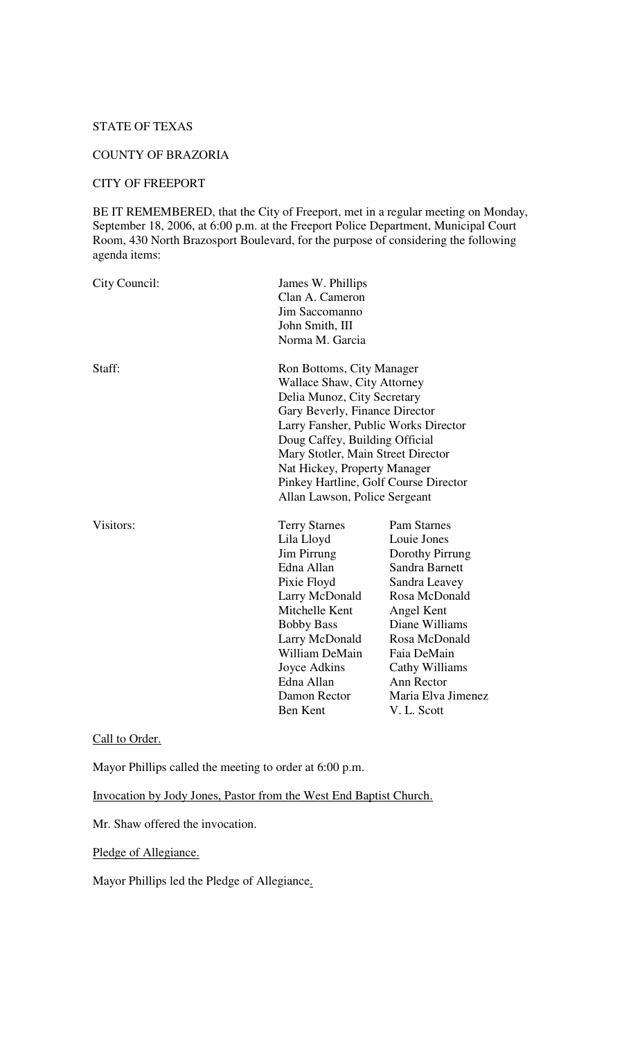STATE OF TEXAS

COUNTY OF BRAZORIA

CITY OF FREEPORT

BE IT REMEMBERED, that the City of Freeport, met in a regular meeting on Monday, September 18, 2006, at 6:00 p.m. at the Freeport Police Department, Municipal Court Room, 430 North Brazosport Boulevard, for the purpose of considering the following agenda items:

| | | |
|---|---|---|
| City Council: | James W. Phillips | |
| | Clan A. Cameron | |
| | Jim Saccomanno | |
| | John Smith, III | |
| | Norma M. Garcia | |
| Staff: | Ron Bottoms, City Manager | |
| | Wallace Shaw, City Attorney | |
| | Delia Munoz, City Secretary | |
| | Gary Beverly, Finance Director | |
| | Larry Fansher, Public Works Director | |
| | Doug Caffey, Building Official | |
| | Mary Stotler, Main Street Director | |
| | Nat Hickey, Property Manager | |
| | Pinkey Hartline, Golf Course Director | |
| | Allan Lawson, Police Sergeant | |
| Visitors: | Terry Starnes | Pam Starnes |
| | Lila Lloyd | Louie Jones |
| | Jim Pirrung | Dorothy Pirrung |
| | Edna Allan | Sandra Barnett |
| | Pixie Floyd | Sandra Leavey |
| | Larry McDonald | Rosa McDonald |
| | Mitchelle Kent | Angel Kent |
| | Bobby Bass | Diane Williams |
| | Larry McDonald | Rosa McDonald |
| | William DeMain | Faia DeMain |
| | Joyce Adkins | Cathy Williams |
| | Edna Allan | Ann Rector |
| | Damon Rector | Maria Elva Jimenez |
| | Ben Kent | V. L. Scott |

Call to Order.

Mayor Phillips called the meeting to order at 6:00 p.m.

Invocation by Jody Jones, Pastor from the West End Baptist Church.

Mr. Shaw offered the invocation.

Pledge of Allegiance.

Mayor Phillips led the Pledge of Allegiance.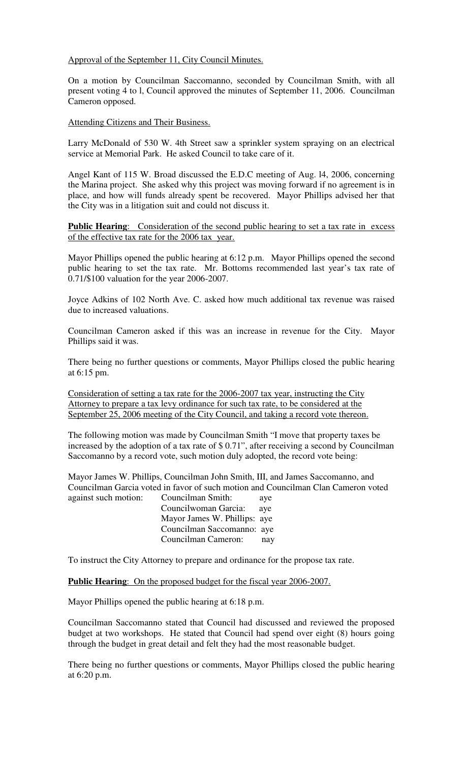Approval of the September 11, City Council Minutes.

On a motion by Councilman Saccomanno, seconded by Councilman Smith, with all present voting 4 to l, Council approved the minutes of September 11, 2006. Councilman Cameron opposed.

Attending Citizens and Their Business.

Larry McDonald of 530 W. 4th Street saw a sprinkler system spraying on an electrical service at Memorial Park. He asked Council to take care of it.

Angel Kant of 115 W. Broad discussed the E.D.C meeting of Aug. l4, 2006, concerning the Marina project. She asked why this project was moving forward if no agreement is in place, and how will funds already spent be recovered. Mayor Phillips advised her that the City was in a litigation suit and could not discuss it.

**Public Hearing**: Consideration of the second public hearing to set a tax rate in excess of the effective tax rate for the 2006 tax year.

Mayor Phillips opened the public hearing at 6:12 p.m. Mayor Phillips opened the second public hearing to set the tax rate. Mr. Bottoms recommended last year's tax rate of 0.71/$100 valuation for the year 2006-2007.

Joyce Adkins of 102 North Ave. C. asked how much additional tax revenue was raised due to increased valuations.

Councilman Cameron asked if this was an increase in revenue for the City. Mayor Phillips said it was.

There being no further questions or comments, Mayor Phillips closed the public hearing at 6:15 pm.

Consideration of setting a tax rate for the 2006-2007 tax year, instructing the City Attorney to prepare a tax levy ordinance for such tax rate, to be considered at the September 25, 2006 meeting of the City Council, and taking a record vote thereon.

The following motion was made by Councilman Smith "I move that property taxes be increased by the adoption of a tax rate of $ 0.71", after receiving a second by Councilman Saccomanno by a record vote, such motion duly adopted, the record vote being:

Mayor James W. Phillips, Councilman John Smith, III, and James Saccomanno, and Councilman Garcia voted in favor of such motion and Councilman Clan Cameron voted against such motion:

Councilman Smith: aye
Councilwoman Garcia: aye
Mayor James W. Phillips: aye
Councilman Saccomanno: aye
Councilman Cameron: nay

To instruct the City Attorney to prepare and ordinance for the propose tax rate.

**Public Hearing**: On the proposed budget for the fiscal year 2006-2007.

Mayor Phillips opened the public hearing at 6:18 p.m.

Councilman Saccomanno stated that Council had discussed and reviewed the proposed budget at two workshops. He stated that Council had spend over eight (8) hours going through the budget in great detail and felt they had the most reasonable budget.

There being no further questions or comments, Mayor Phillips closed the public hearing at 6:20 p.m.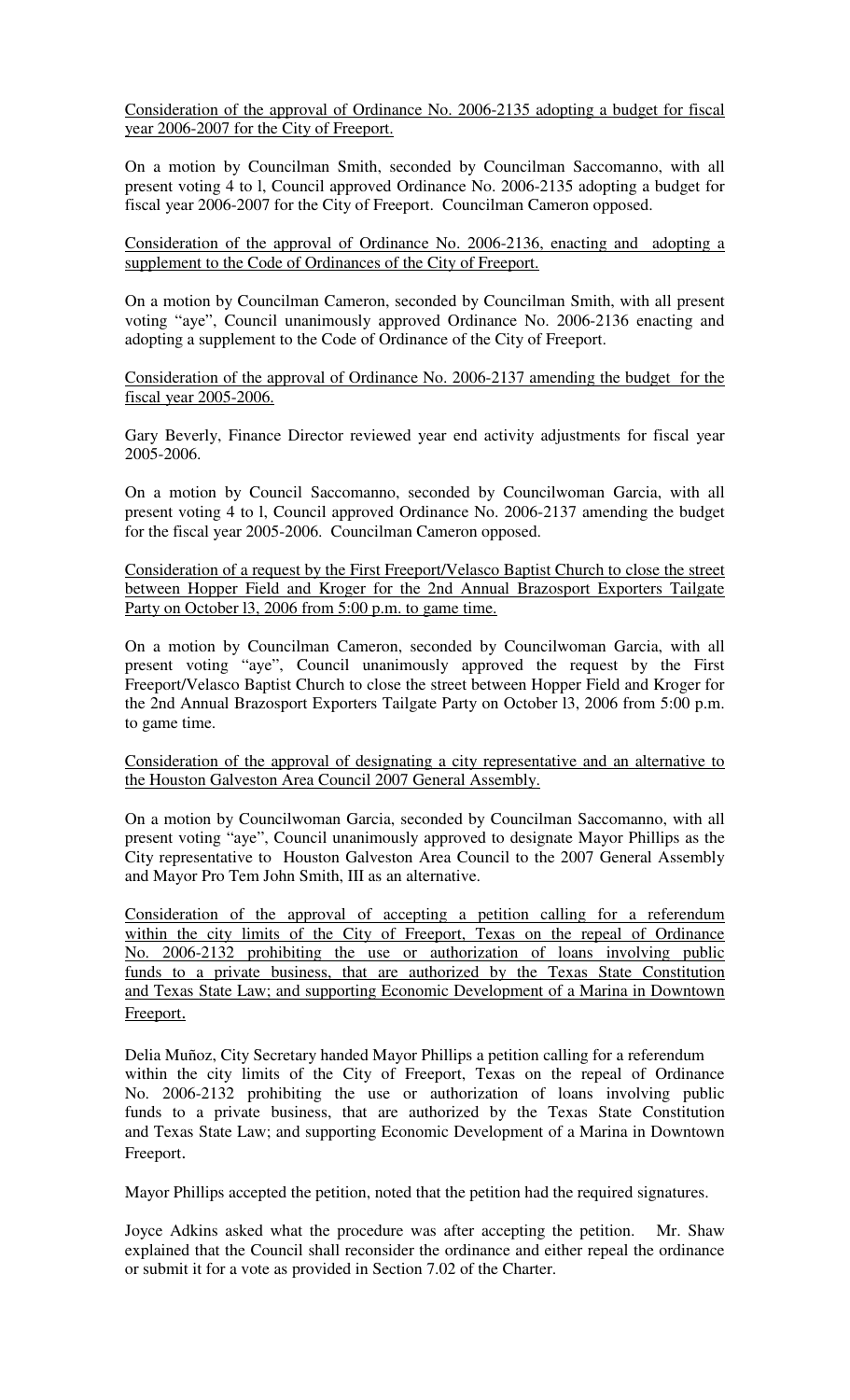<u>Consideration of the approval of Ordinance No. 2006-2135 adopting a budget for fiscal year 2006-2007 for the City of Freeport.</u>

On a motion by Councilman Smith, seconded by Councilman Saccomanno, with all present voting 4 to l, Council approved Ordinance No. 2006-2135 adopting a budget for fiscal year 2006-2007 for the City of Freeport. Councilman Cameron opposed.

<u>Consideration of the approval of Ordinance No. 2006-2136, enacting and adopting a supplement to the Code of Ordinances of the City of Freeport.</u>

On a motion by Councilman Cameron, seconded by Councilman Smith, with all present voting "aye", Council unanimously approved Ordinance No. 2006-2136 enacting and adopting a supplement to the Code of Ordinance of the City of Freeport.

<u>Consideration of the approval of Ordinance No. 2006-2137 amending the budget for the fiscal year 2005-2006.</u>

Gary Beverly, Finance Director reviewed year end activity adjustments for fiscal year 2005-2006.

On a motion by Council Saccomanno, seconded by Councilwoman Garcia, with all present voting 4 to l, Council approved Ordinance No. 2006-2137 amending the budget for the fiscal year 2005-2006. Councilman Cameron opposed.

<u>Consideration of a request by the First Freeport/Velasco Baptist Church to close the street between Hopper Field and Kroger for the 2nd Annual Brazosport Exporters Tailgate Party on October l3, 2006 from 5:00 p.m. to game time.</u>

On a motion by Councilman Cameron, seconded by Councilwoman Garcia, with all present voting "aye", Council unanimously approved the request by the First Freeport/Velasco Baptist Church to close the street between Hopper Field and Kroger for the 2nd Annual Brazosport Exporters Tailgate Party on October l3, 2006 from 5:00 p.m. to game time.

<u>Consideration of the approval of designating a city representative and an alternative to the Houston Galveston Area Council 2007 General Assembly.</u>

On a motion by Councilwoman Garcia, seconded by Councilman Saccomanno, with all present voting "aye", Council unanimously approved to designate Mayor Phillips as the City representative to Houston Galveston Area Council to the 2007 General Assembly and Mayor Pro Tem John Smith, III as an alternative.

<u>Consideration of the approval of accepting a petition calling for a referendum within the city limits of the City of Freeport, Texas on the repeal of Ordinance No. 2006-2132 prohibiting the use or authorization of loans involving public funds to a private business, that are authorized by the Texas State Constitution and Texas State Law; and supporting Economic Development of a Marina in Downtown Freeport.</u>

Delia Muñoz, City Secretary handed Mayor Phillips a petition calling for a referendum within the city limits of the City of Freeport, Texas on the repeal of Ordinance No. 2006-2132 prohibiting the use or authorization of loans involving public funds to a private business, that are authorized by the Texas State Constitution and Texas State Law; and supporting Economic Development of a Marina in Downtown Freeport.

Mayor Phillips accepted the petition, noted that the petition had the required signatures.

Joyce Adkins asked what the procedure was after accepting the petition. Mr. Shaw explained that the Council shall reconsider the ordinance and either repeal the ordinance or submit it for a vote as provided in Section 7.02 of the Charter.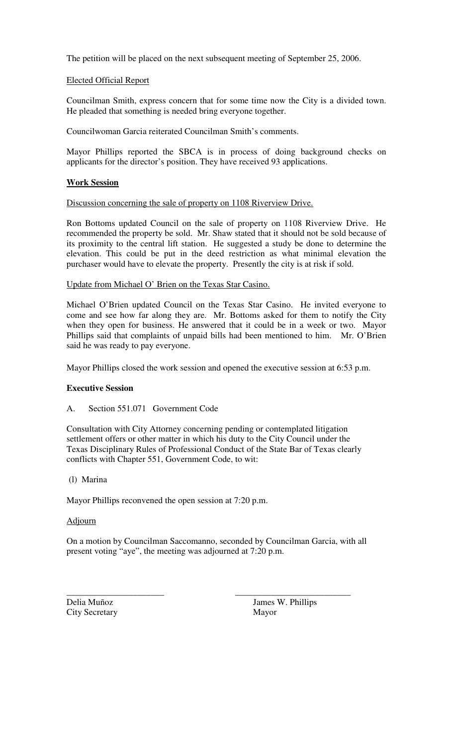The petition will be placed on the next subsequent meeting of September 25, 2006.

Elected Official Report

Councilman Smith, express concern that for some time now the City is a divided town. He pleaded that something is needed bring everyone together.

Councilwoman Garcia reiterated Councilman Smith's comments.

Mayor Phillips reported the SBCA is in process of doing background checks on applicants for the director's position. They have received 93 applications.

**Work Session**

Discussion concerning the sale of property on 1108 Riverview Drive.

Ron Bottoms updated Council on the sale of property on 1108 Riverview Drive. He recommended the property be sold. Mr. Shaw stated that it should not be sold because of its proximity to the central lift station. He suggested a study be done to determine the elevation. This could be put in the deed restriction as what minimal elevation the purchaser would have to elevate the property. Presently the city is at risk if sold.

Update from Michael O' Brien on the Texas Star Casino.

Michael O'Brien updated Council on the Texas Star Casino. He invited everyone to come and see how far along they are. Mr. Bottoms asked for them to notify the City when they open for business. He answered that it could be in a week or two. Mayor Phillips said that complaints of unpaid bills had been mentioned to him. Mr. O'Brien said he was ready to pay everyone.

Mayor Phillips closed the work session and opened the executive session at 6:53 p.m.

**Executive Session**

A. Section 551.071 Government Code

Consultation with City Attorney concerning pending or contemplated litigation settlement offers or other matter in which his duty to the City Council under the Texas Disciplinary Rules of Professional Conduct of the State Bar of Texas clearly conflicts with Chapter 551, Government Code, to wit:

(l) Marina

Mayor Phillips reconvened the open session at 7:20 p.m.

Adjourn

On a motion by Councilman Saccomanno, seconded by Councilman Garcia, with all present voting "aye", the meeting was adjourned at 7:20 p.m.

______________________ ______________________

Delia Muñoz James W. Phillips

City Secretary Mayor